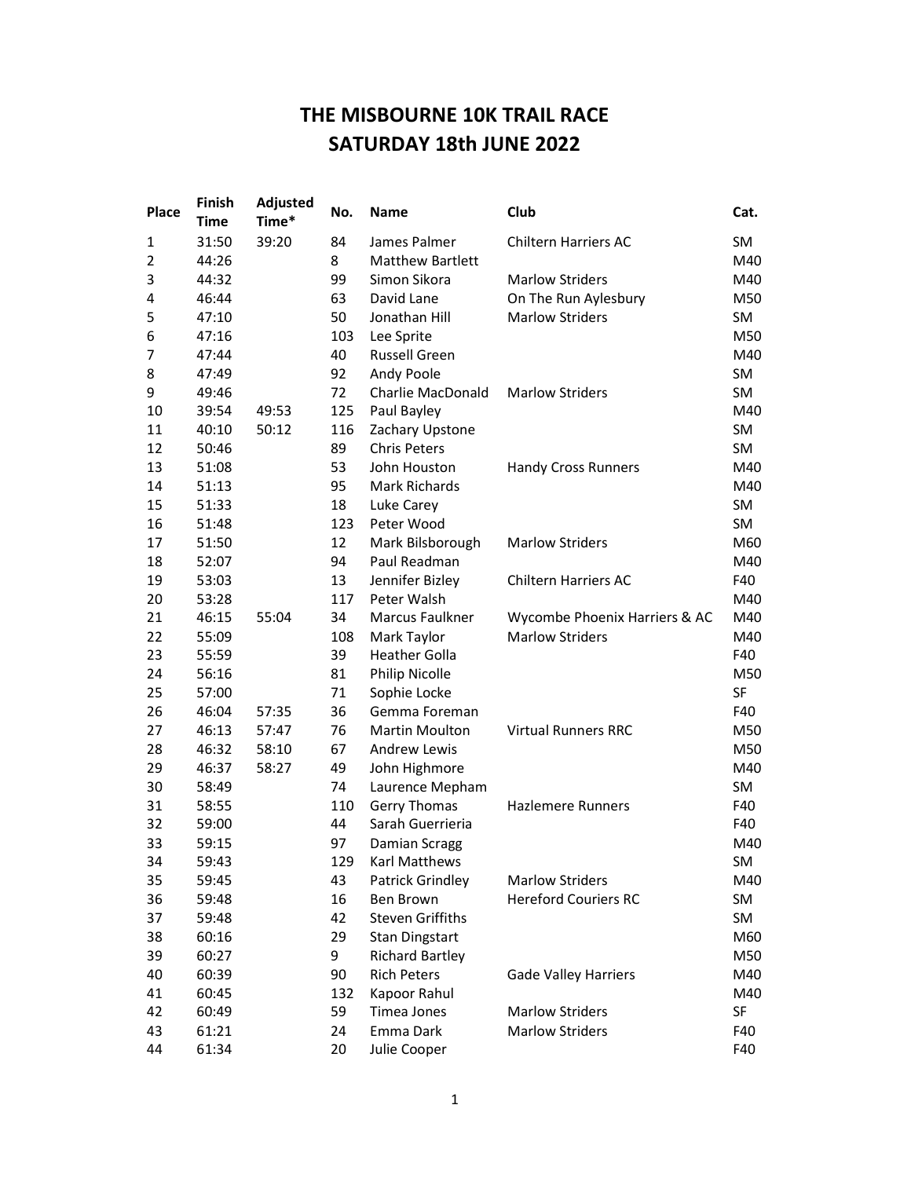# THE MISBOURNE 10K TRAIL RACE
# SATURDAY 18th JUNE 2022

| Place | Finish Time | Adjusted Time* | No. | Name | Club | Cat. |
|---|---|---|---|---|---|---|
| 1 | 31:50 | 39:20 | 84 | James Palmer | Chiltern Harriers AC | SM |
| 2 | 44:26 | | 8 | Matthew Bartlett | | M40 |
| 3 | 44:32 | | 99 | Simon Sikora | Marlow Striders | M40 |
| 4 | 46:44 | | 63 | David Lane | On The Run Aylesbury | M50 |
| 5 | 47:10 | | 50 | Jonathan Hill | Marlow Striders | SM |
| 6 | 47:16 | | 103 | Lee Sprite | | M50 |
| 7 | 47:44 | | 40 | Russell Green | | M40 |
| 8 | 47:49 | | 92 | Andy Poole | | SM |
| 9 | 49:46 | | 72 | Charlie MacDonald | Marlow Striders | SM |
| 10 | 39:54 | 49:53 | 125 | Paul Bayley | | M40 |
| 11 | 40:10 | 50:12 | 116 | Zachary Upstone | | SM |
| 12 | 50:46 | | 89 | Chris Peters | | SM |
| 13 | 51:08 | | 53 | John Houston | Handy Cross Runners | M40 |
| 14 | 51:13 | | 95 | Mark Richards | | M40 |
| 15 | 51:33 | | 18 | Luke Carey | | SM |
| 16 | 51:48 | | 123 | Peter Wood | | SM |
| 17 | 51:50 | | 12 | Mark Bilsborough | Marlow Striders | M60 |
| 18 | 52:07 | | 94 | Paul Readman | | M40 |
| 19 | 53:03 | | 13 | Jennifer Bizley | Chiltern Harriers AC | F40 |
| 20 | 53:28 | | 117 | Peter Walsh | | M40 |
| 21 | 46:15 | 55:04 | 34 | Marcus Faulkner | Wycombe Phoenix Harriers & AC | M40 |
| 22 | 55:09 | | 108 | Mark Taylor | Marlow Striders | M40 |
| 23 | 55:59 | | 39 | Heather Golla | | F40 |
| 24 | 56:16 | | 81 | Philip Nicolle | | M50 |
| 25 | 57:00 | | 71 | Sophie Locke | | SF |
| 26 | 46:04 | 57:35 | 36 | Gemma Foreman | | F40 |
| 27 | 46:13 | 57:47 | 76 | Martin Moulton | Virtual Runners RRC | M50 |
| 28 | 46:32 | 58:10 | 67 | Andrew Lewis | | M50 |
| 29 | 46:37 | 58:27 | 49 | John Highmore | | M40 |
| 30 | 58:49 | | 74 | Laurence Mepham | | SM |
| 31 | 58:55 | | 110 | Gerry Thomas | Hazlemere Runners | F40 |
| 32 | 59:00 | | 44 | Sarah Guerrieria | | F40 |
| 33 | 59:15 | | 97 | Damian Scragg | | M40 |
| 34 | 59:43 | | 129 | Karl Matthews | | SM |
| 35 | 59:45 | | 43 | Patrick Grindley | Marlow Striders | M40 |
| 36 | 59:48 | | 16 | Ben Brown | Hereford Couriers RC | SM |
| 37 | 59:48 | | 42 | Steven Griffiths | | SM |
| 38 | 60:16 | | 29 | Stan Dingstart | | M60 |
| 39 | 60:27 | | 9 | Richard Bartley | | M50 |
| 40 | 60:39 | | 90 | Rich Peters | Gade Valley Harriers | M40 |
| 41 | 60:45 | | 132 | Kapoor Rahul | | M40 |
| 42 | 60:49 | | 59 | Timea Jones | Marlow Striders | SF |
| 43 | 61:21 | | 24 | Emma Dark | Marlow Striders | F40 |
| 44 | 61:34 | | 20 | Julie Cooper | | F40 |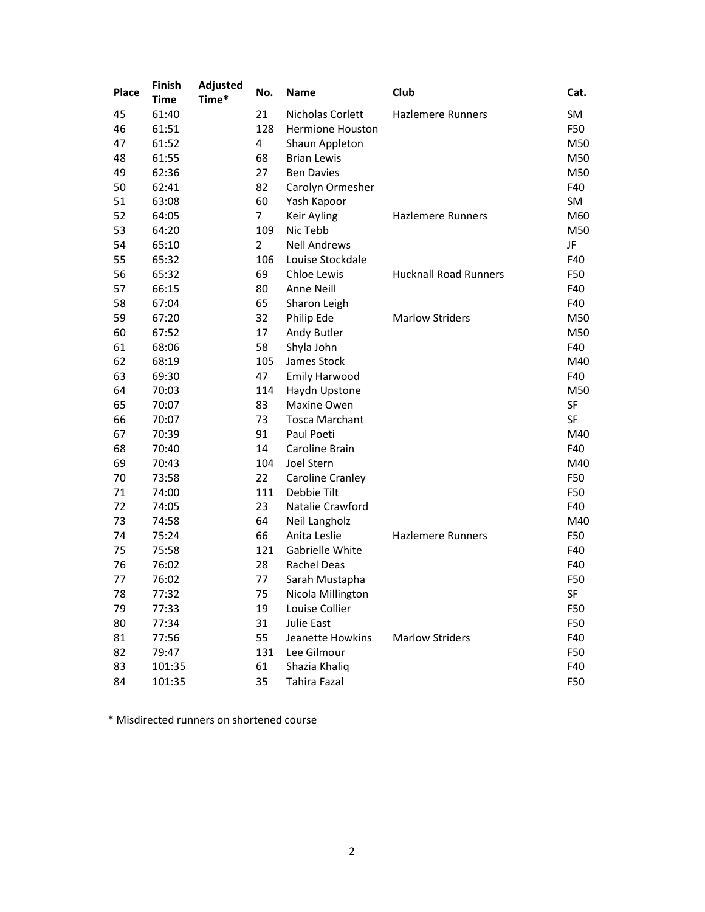| Place | Finish Time | Adjusted Time* | No. | Name | Club | Cat. |
|---|---|---|---|---|---|---|
| 45 | 61:40 | | 21 | Nicholas Corlett | Hazlemere Runners | SM |
| 46 | 61:51 | | 128 | Hermione Houston | | F50 |
| 47 | 61:52 | | 4 | Shaun Appleton | | M50 |
| 48 | 61:55 | | 68 | Brian Lewis | | M50 |
| 49 | 62:36 | | 27 | Ben Davies | | M50 |
| 50 | 62:41 | | 82 | Carolyn Ormesher | | F40 |
| 51 | 63:08 | | 60 | Yash Kapoor | | SM |
| 52 | 64:05 | | 7 | Keir Ayling | Hazlemere Runners | M60 |
| 53 | 64:20 | | 109 | Nic Tebb | | M50 |
| 54 | 65:10 | | 2 | Nell Andrews | | JF |
| 55 | 65:32 | | 106 | Louise Stockdale | | F40 |
| 56 | 65:32 | | 69 | Chloe Lewis | Hucknall Road Runners | F50 |
| 57 | 66:15 | | 80 | Anne Neill | | F40 |
| 58 | 67:04 | | 65 | Sharon Leigh | | F40 |
| 59 | 67:20 | | 32 | Philip Ede | Marlow Striders | M50 |
| 60 | 67:52 | | 17 | Andy Butler | | M50 |
| 61 | 68:06 | | 58 | Shyla John | | F40 |
| 62 | 68:19 | | 105 | James Stock | | M40 |
| 63 | 69:30 | | 47 | Emily Harwood | | F40 |
| 64 | 70:03 | | 114 | Haydn Upstone | | M50 |
| 65 | 70:07 | | 83 | Maxine Owen | | SF |
| 66 | 70:07 | | 73 | Tosca Marchant | | SF |
| 67 | 70:39 | | 91 | Paul Poeti | | M40 |
| 68 | 70:40 | | 14 | Caroline Brain | | F40 |
| 69 | 70:43 | | 104 | Joel Stern | | M40 |
| 70 | 73:58 | | 22 | Caroline Cranley | | F50 |
| 71 | 74:00 | | 111 | Debbie Tilt | | F50 |
| 72 | 74:05 | | 23 | Natalie Crawford | | F40 |
| 73 | 74:58 | | 64 | Neil Langholz | | M40 |
| 74 | 75:24 | | 66 | Anita Leslie | Hazlemere Runners | F50 |
| 75 | 75:58 | | 121 | Gabrielle White | | F40 |
| 76 | 76:02 | | 28 | Rachel Deas | | F40 |
| 77 | 76:02 | | 77 | Sarah Mustapha | | F50 |
| 78 | 77:32 | | 75 | Nicola Millington | | SF |
| 79 | 77:33 | | 19 | Louise Collier | | F50 |
| 80 | 77:34 | | 31 | Julie East | | F50 |
| 81 | 77:56 | | 55 | Jeanette Howkins | Marlow Striders | F40 |
| 82 | 79:47 | | 131 | Lee Gilmour | | F50 |
| 83 | 101:35 | | 61 | Shazia Khaliq | | F40 |
| 84 | 101:35 | | 35 | Tahira Fazal | | F50 |

* Misdirected runners on shortened course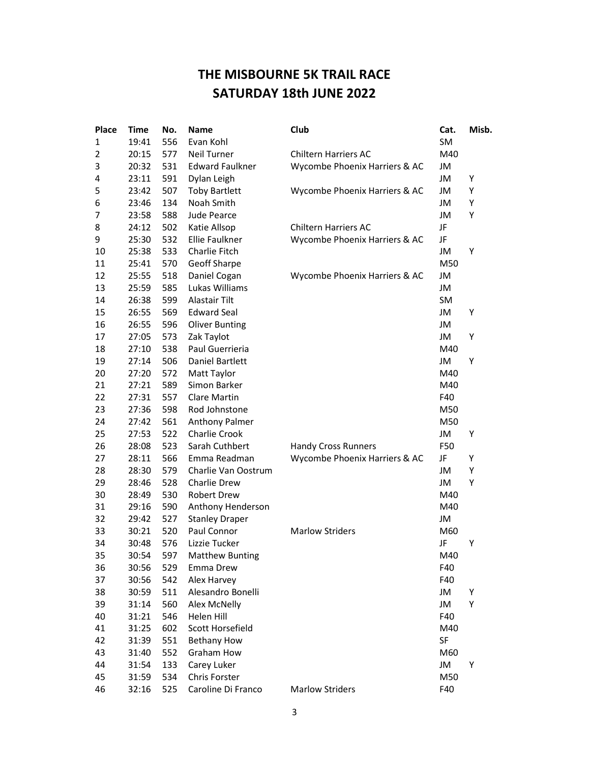# THE MISBOURNE 5K TRAIL RACE
# SATURDAY 18th JUNE 2022

| Place | Time | No. | Name | Club | Cat. | Misb. |
|---|---|---|---|---|---|---|
| 1 | 19:41 | 556 | Evan Kohl | | SM | |
| 2 | 20:15 | 577 | Neil Turner | Chiltern Harriers AC | M40 | |
| 3 | 20:32 | 531 | Edward Faulkner | Wycombe Phoenix Harriers & AC | JM | |
| 4 | 23:11 | 591 | Dylan Leigh | | JM | Y |
| 5 | 23:42 | 507 | Toby Bartlett | Wycombe Phoenix Harriers & AC | JM | Y |
| 6 | 23:46 | 134 | Noah Smith | | JM | Y |
| 7 | 23:58 | 588 | Jude Pearce | | JM | Y |
| 8 | 24:12 | 502 | Katie Allsop | Chiltern Harriers AC | JF | |
| 9 | 25:30 | 532 | Ellie Faulkner | Wycombe Phoenix Harriers & AC | JF | |
| 10 | 25:38 | 533 | Charlie Fitch | | JM | Y |
| 11 | 25:41 | 570 | Geoff Sharpe | | M50 | |
| 12 | 25:55 | 518 | Daniel Cogan | Wycombe Phoenix Harriers & AC | JM | |
| 13 | 25:59 | 585 | Lukas Williams | | JM | |
| 14 | 26:38 | 599 | Alastair Tilt | | SM | |
| 15 | 26:55 | 569 | Edward Seal | | JM | Y |
| 16 | 26:55 | 596 | Oliver Bunting | | JM | |
| 17 | 27:05 | 573 | Zak Taylot | | JM | Y |
| 18 | 27:10 | 538 | Paul Guerrieria | | M40 | |
| 19 | 27:14 | 506 | Daniel Bartlett | | JM | Y |
| 20 | 27:20 | 572 | Matt Taylor | | M40 | |
| 21 | 27:21 | 589 | Simon Barker | | M40 | |
| 22 | 27:31 | 557 | Clare Martin | | F40 | |
| 23 | 27:36 | 598 | Rod Johnstone | | M50 | |
| 24 | 27:42 | 561 | Anthony Palmer | | M50 | |
| 25 | 27:53 | 522 | Charlie Crook | | JM | Y |
| 26 | 28:08 | 523 | Sarah Cuthbert | Handy Cross Runners | F50 | |
| 27 | 28:11 | 566 | Emma Readman | Wycombe Phoenix Harriers & AC | JF | Y |
| 28 | 28:30 | 579 | Charlie Van Oostrum | | JM | Y |
| 29 | 28:46 | 528 | Charlie Drew | | JM | Y |
| 30 | 28:49 | 530 | Robert Drew | | M40 | |
| 31 | 29:16 | 590 | Anthony Henderson | | M40 | |
| 32 | 29:42 | 527 | Stanley Draper | | JM | |
| 33 | 30:21 | 520 | Paul Connor | Marlow Striders | M60 | |
| 34 | 30:48 | 576 | Lizzie Tucker | | JF | Y |
| 35 | 30:54 | 597 | Matthew Bunting | | M40 | |
| 36 | 30:56 | 529 | Emma Drew | | F40 | |
| 37 | 30:56 | 542 | Alex Harvey | | F40 | |
| 38 | 30:59 | 511 | Alesandro Bonelli | | JM | Y |
| 39 | 31:14 | 560 | Alex McNelly | | JM | Y |
| 40 | 31:21 | 546 | Helen Hill | | F40 | |
| 41 | 31:25 | 602 | Scott Horsefield | | M40 | |
| 42 | 31:39 | 551 | Bethany How | | SF | |
| 43 | 31:40 | 552 | Graham How | | M60 | |
| 44 | 31:54 | 133 | Carey Luker | | JM | Y |
| 45 | 31:59 | 534 | Chris Forster | | M50 | |
| 46 | 32:16 | 525 | Caroline Di Franco | Marlow Striders | F40 | |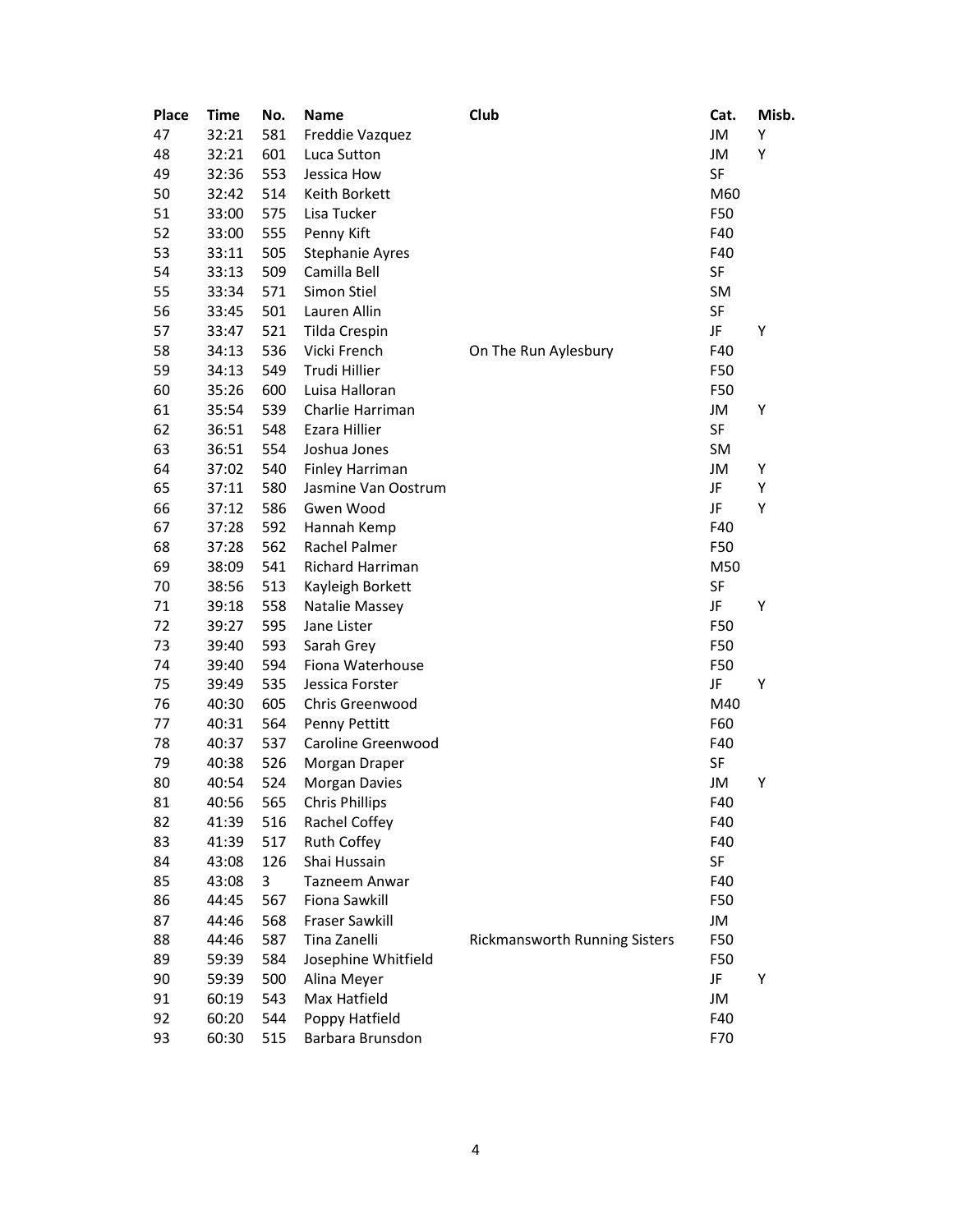| Place | Time | No. | Name | Club | Cat. | Misb. |
| --- | --- | --- | --- | --- | --- | --- |
| 47 | 32:21 | 581 | Freddie Vazquez | | JM | Y |
| 48 | 32:21 | 601 | Luca Sutton | | JM | Y |
| 49 | 32:36 | 553 | Jessica How | | SF | |
| 50 | 32:42 | 514 | Keith Borkett | | M60 | |
| 51 | 33:00 | 575 | Lisa Tucker | | F50 | |
| 52 | 33:00 | 555 | Penny Kift | | F40 | |
| 53 | 33:11 | 505 | Stephanie Ayres | | F40 | |
| 54 | 33:13 | 509 | Camilla Bell | | SF | |
| 55 | 33:34 | 571 | Simon Stiel | | SM | |
| 56 | 33:45 | 501 | Lauren Allin | | SF | |
| 57 | 33:47 | 521 | Tilda Crespin | | JF | Y |
| 58 | 34:13 | 536 | Vicki French | On The Run Aylesbury | F40 | |
| 59 | 34:13 | 549 | Trudi Hillier | | F50 | |
| 60 | 35:26 | 600 | Luisa Halloran | | F50 | |
| 61 | 35:54 | 539 | Charlie Harriman | | JM | Y |
| 62 | 36:51 | 548 | Ezara Hillier | | SF | |
| 63 | 36:51 | 554 | Joshua Jones | | SM | |
| 64 | 37:02 | 540 | Finley Harriman | | JM | Y |
| 65 | 37:11 | 580 | Jasmine Van Oostrum | | JF | Y |
| 66 | 37:12 | 586 | Gwen Wood | | JF | Y |
| 67 | 37:28 | 592 | Hannah Kemp | | F40 | |
| 68 | 37:28 | 562 | Rachel Palmer | | F50 | |
| 69 | 38:09 | 541 | Richard Harriman | | M50 | |
| 70 | 38:56 | 513 | Kayleigh Borkett | | SF | |
| 71 | 39:18 | 558 | Natalie Massey | | JF | Y |
| 72 | 39:27 | 595 | Jane Lister | | F50 | |
| 73 | 39:40 | 593 | Sarah Grey | | F50 | |
| 74 | 39:40 | 594 | Fiona Waterhouse | | F50 | |
| 75 | 39:49 | 535 | Jessica Forster | | JF | Y |
| 76 | 40:30 | 605 | Chris Greenwood | | M40 | |
| 77 | 40:31 | 564 | Penny Pettitt | | F60 | |
| 78 | 40:37 | 537 | Caroline Greenwood | | F40 | |
| 79 | 40:38 | 526 | Morgan Draper | | SF | |
| 80 | 40:54 | 524 | Morgan Davies | | JM | Y |
| 81 | 40:56 | 565 | Chris Phillips | | F40 | |
| 82 | 41:39 | 516 | Rachel Coffey | | F40 | |
| 83 | 41:39 | 517 | Ruth Coffey | | F40 | |
| 84 | 43:08 | 126 | Shai Hussain | | SF | |
| 85 | 43:08 | 3 | Tazneem Anwar | | F40 | |
| 86 | 44:45 | 567 | Fiona Sawkill | | F50 | |
| 87 | 44:46 | 568 | Fraser Sawkill | | JM | |
| 88 | 44:46 | 587 | Tina Zanelli | Rickmansworth Running Sisters | F50 | |
| 89 | 59:39 | 584 | Josephine Whitfield | | F50 | |
| 90 | 59:39 | 500 | Alina Meyer | | JF | Y |
| 91 | 60:19 | 543 | Max Hatfield | | JM | |
| 92 | 60:20 | 544 | Poppy Hatfield | | F40 | |
| 93 | 60:30 | 515 | Barbara Brunsdon | | F70 | |